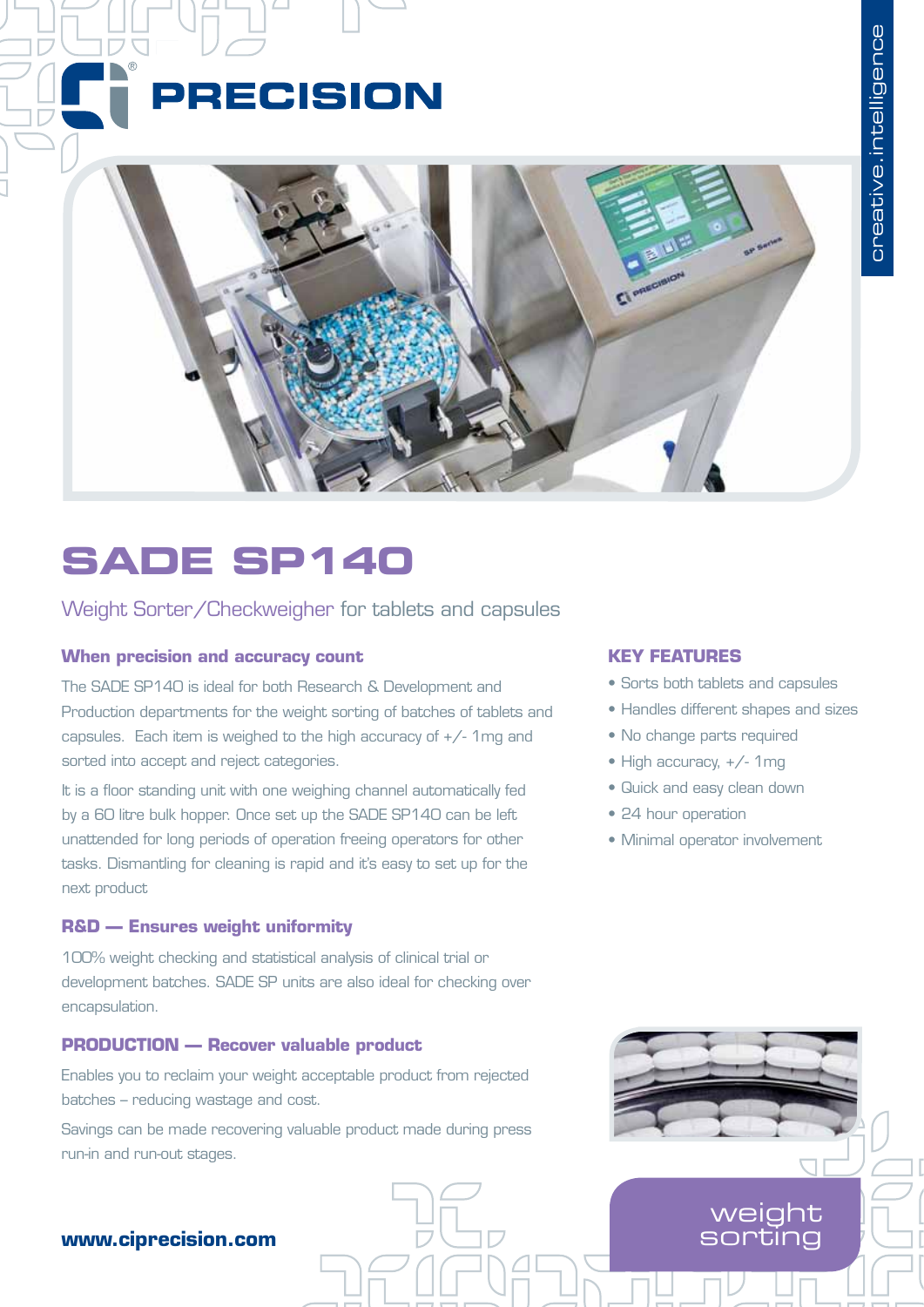# PRECISION

creative.intelligence

# SADE SP140

## Weight Sorter/Checkweigher for tablets and capsules

### When precision and accuracy count

The SADE SP140 is ideal for both Research & Development and Production departments for the weight sorting of batches of tablets and capsules. Each item is weighed to the high accuracy of +/- 1mg and sorted into accept and reject categories.

It is a floor standing unit with one weighing channel automatically fed by a 60 litre bulk hopper. Once set up the SADE SP140 can be left unattended for long periods of operation freeing operators for other tasks. Dismantling for cleaning is rapid and it's easy to set up for the next product

### R&D — Ensures weight uniformity

100% weight checking and statistical analysis of clinical trial or development batches. SADE SP units are also ideal for checking over encapsulation.

### PRODUCTION — Recover valuable product

Enables you to reclaim your weight acceptable product from rejected batches – reducing wastage and cost.

Savings can be made recovering valuable product made during press run-in and run-out stages.

### KEY FEATURES

- Sorts both tablets and capsules
- Handles different shapes and sizes
- No change parts required
- High accuracy, +/- 1mg
- Quick and easy clean down
- 24 hour operation
- Minimal operator involvement

weight sorting

**www.ciprecision.com**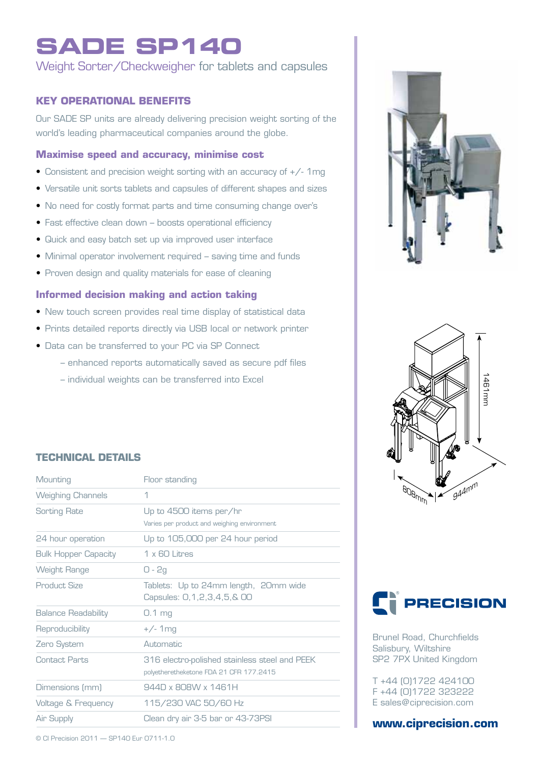# SADE SP140

Weight Sorter/Checkweigher for tablets and capsules

## KEY OPERATIONAL BENEFITS

Our SADE SP units are already delivering precision weight sorting of the world's leading pharmaceutical companies around the globe.

### Maximise speed and accuracy, minimise cost

- Consistent and precision weight sorting with an accuracy of +/- 1mg
- Versatile unit sorts tablets and capsules of different shapes and sizes
- No need for costly format parts and time consuming change over's
- Fast effective clean down – boosts operational efficiency
- Quick and easy batch set up via improved user interface
- Minimal operator involvement required – saving time and funds
- Proven design and quality materials for ease of cleaning

### Informed decision making and action taking

- New touch screen provides real time display of statistical data
- Prints detailed reports directly via USB local or network printer
- Data can be transferred to your PC via SP Connect
  - – enhanced reports automatically saved as secure pdf files
  - – individual weights can be transferred into Excel

1461mm

808mm

944mm

## TECHNICAL DETAILS

| | |
|---|---|
| Mounting | Floor standing |
| Weighing Channels | 1 |
| Sorting Rate | Up to 4500 items per/hr<br>Varies per product and weighing environment |
| 24 hour operation | Up to 105,000 per 24 hour period |
| Bulk Hopper Capacity | 1 x 60 Litres |
| Weight Range | 0 - 2g |
| Product Size | Tablets: Up to 24mm length, 20mm wide<br>Capsules: 0,1,2,3,4,5,& 00 |
| Balance Readability | 0.1 mg |
| Reproducibility | +/- 1mg |
| Zero System | Automatic |
| Contact Parts | 316 electro-polished stainless steel and PEEK<br>polyetheretheketone FDA 21 CFR 177.2415 |
| Dimensions (mm) | 944D x 808W x 1461H |
| Voltage & Frequency | 115/230 VAC 50/60 Hz |
| Air Supply | Clean dry air 3-5 bar or 43-73PSI |

PRECISION

Brunel Road, Churchfields
Salisbury, Wiltshire
SP2 7PX United Kingdom

T +44 (0)1722 424100
F +44 (0)1722 323222
E sales@ciprecision.com

**www.ciprecision.com**

© CI Precision 2011 — SP140 Eur 0711-1.0